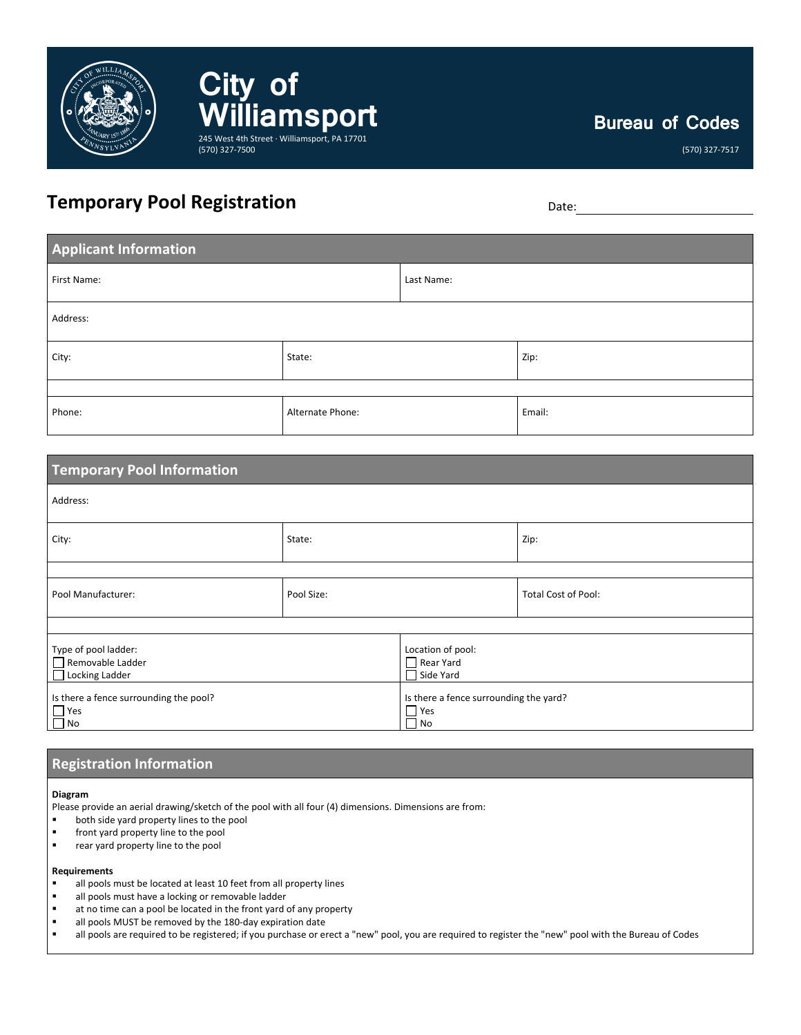# City of Williamsport

245 West 4th Street · Williamsport, PA 17701
(570) 327-7500

**Bureau of Codes**

(570) 327-7517

## Temporary Pool Registration

Date: ______________________

### Applicant Information

| First Name: | | Last Name: |
|---|---|---|
| Address: | | |
| City: | State: | Zip: |
| Phone: | Alternate Phone: | Email: |

### Temporary Pool Information

| Address: | | |
|---|---|---|
| City: | State: | Zip: |
| Pool Manufacturer: | Pool Size: | Total Cost of Pool: |

| Type of pool ladder: ☐ Removable Ladder ☐ Locking Ladder | Location of pool: ☐ Rear Yard ☐ Side Yard |
|---|---|
| Is there a fence surrounding the pool? ☐ Yes ☐ No | Is there a fence surrounding the yard? ☐ Yes ☐ No |

### Registration Information

**Diagram**

Please provide an aerial drawing/sketch of the pool with all four (4) dimensions. Dimensions are from:

- both side yard property lines to the pool
- front yard property line to the pool
- rear yard property line to the pool

**Requirements**

- all pools must be located at least 10 feet from all property lines
- all pools must have a locking or removable ladder
- at no time can a pool be located in the front yard of any property
- all pools MUST be removed by the 180-day expiration date
- all pools are required to be registered; if you purchase or erect a "new" pool, you are required to register the "new" pool with the Bureau of Codes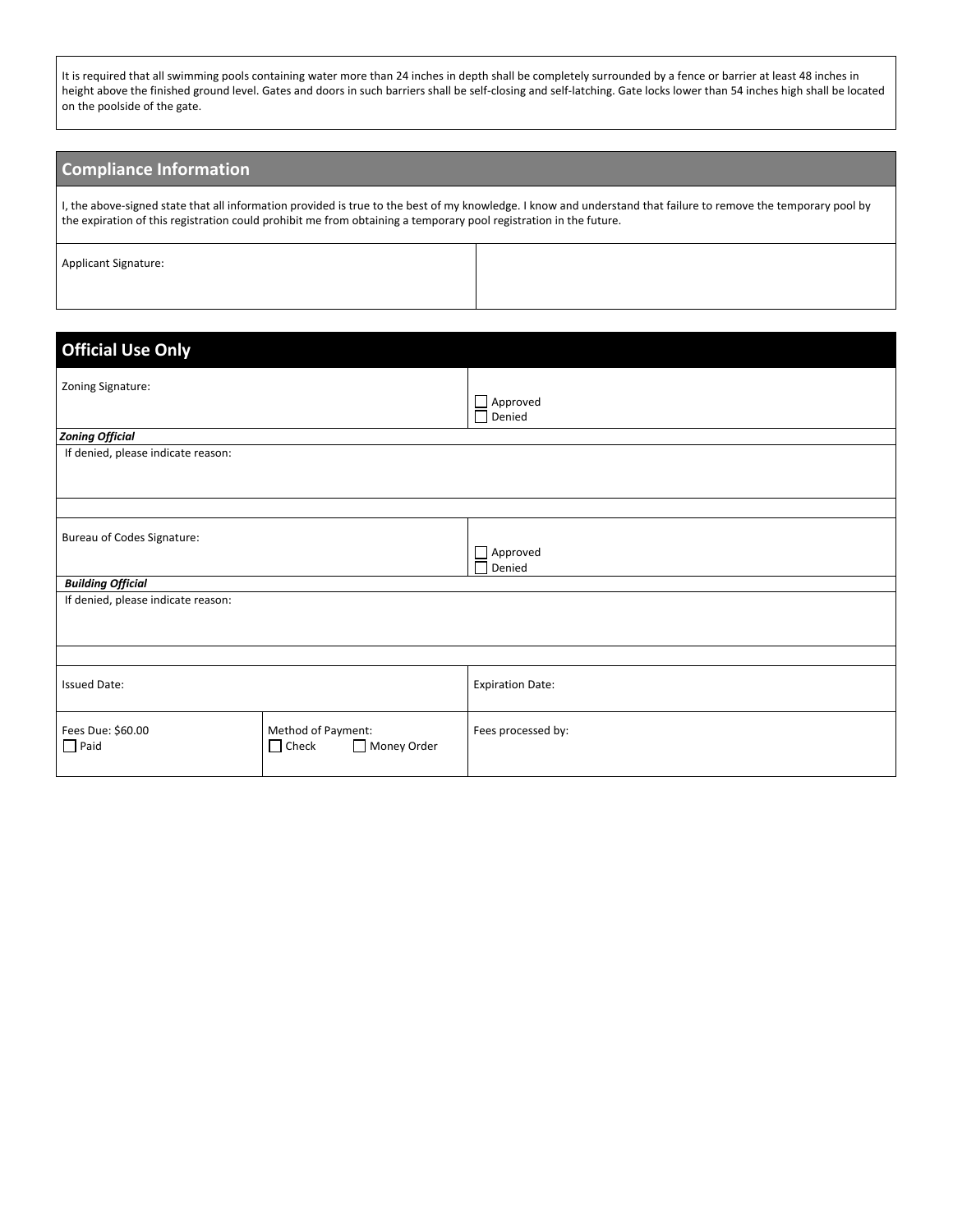It is required that all swimming pools containing water more than 24 inches in depth shall be completely surrounded by a fence or barrier at least 48 inches in height above the finished ground level. Gates and doors in such barriers shall be self-closing and self-latching. Gate locks lower than 54 inches high shall be located on the poolside of the gate.

## Compliance Information

I, the above-signed state that all information provided is true to the best of my knowledge. I know and understand that failure to remove the temporary pool by the expiration of this registration could prohibit me from obtaining a temporary pool registration in the future.

| Applicant Signature: | |
|---|---|

## Official Use Only

| Zoning Signature: | ☐ Approved<br>☐ Denied |
|---|---|
| ***Zoning Official*** | |
| If denied, please indicate reason: | |
| | |
| Bureau of Codes Signature: | ☐ Approved<br>☐ Denied |
| ***Building Official*** | |
| If denied, please indicate reason: | |
| | |
| Issued Date: | Expiration Date: |

| Fees Due: $60.00<br>☐ Paid | Method of Payment:<br>☐ Check ☐ Money Order | Fees processed by: |
|---|---|---|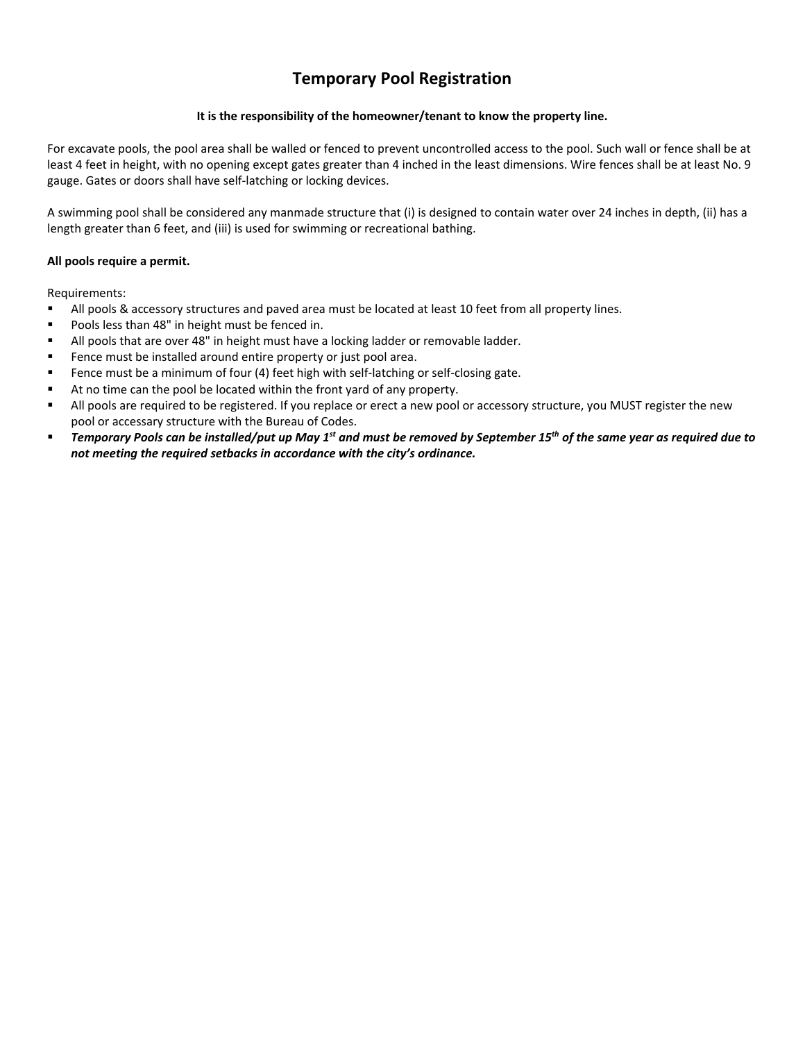# Temporary Pool Registration

**It is the responsibility of the homeowner/tenant to know the property line.**

For excavate pools, the pool area shall be walled or fenced to prevent uncontrolled access to the pool. Such wall or fence shall be at least 4 feet in height, with no opening except gates greater than 4 inched in the least dimensions. Wire fences shall be at least No. 9 gauge. Gates or doors shall have self-latching or locking devices.

A swimming pool shall be considered any manmade structure that (i) is designed to contain water over 24 inches in depth, (ii) has a length greater than 6 feet, and (iii) is used for swimming or recreational bathing.

**All pools require a permit.**

Requirements:

- All pools & accessory structures and paved area must be located at least 10 feet from all property lines.
- Pools less than 48" in height must be fenced in.
- All pools that are over 48" in height must have a locking ladder or removable ladder.
- Fence must be installed around entire property or just pool area.
- Fence must be a minimum of four (4) feet high with self-latching or self-closing gate.
- At no time can the pool be located within the front yard of any property.
- All pools are required to be registered. If you replace or erect a new pool or accessory structure, you MUST register the new pool or accessary structure with the Bureau of Codes.
- ***Temporary Pools can be installed/put up May 1st and must be removed by September 15th of the same year as required due to not meeting the required setbacks in accordance with the city's ordinance.***